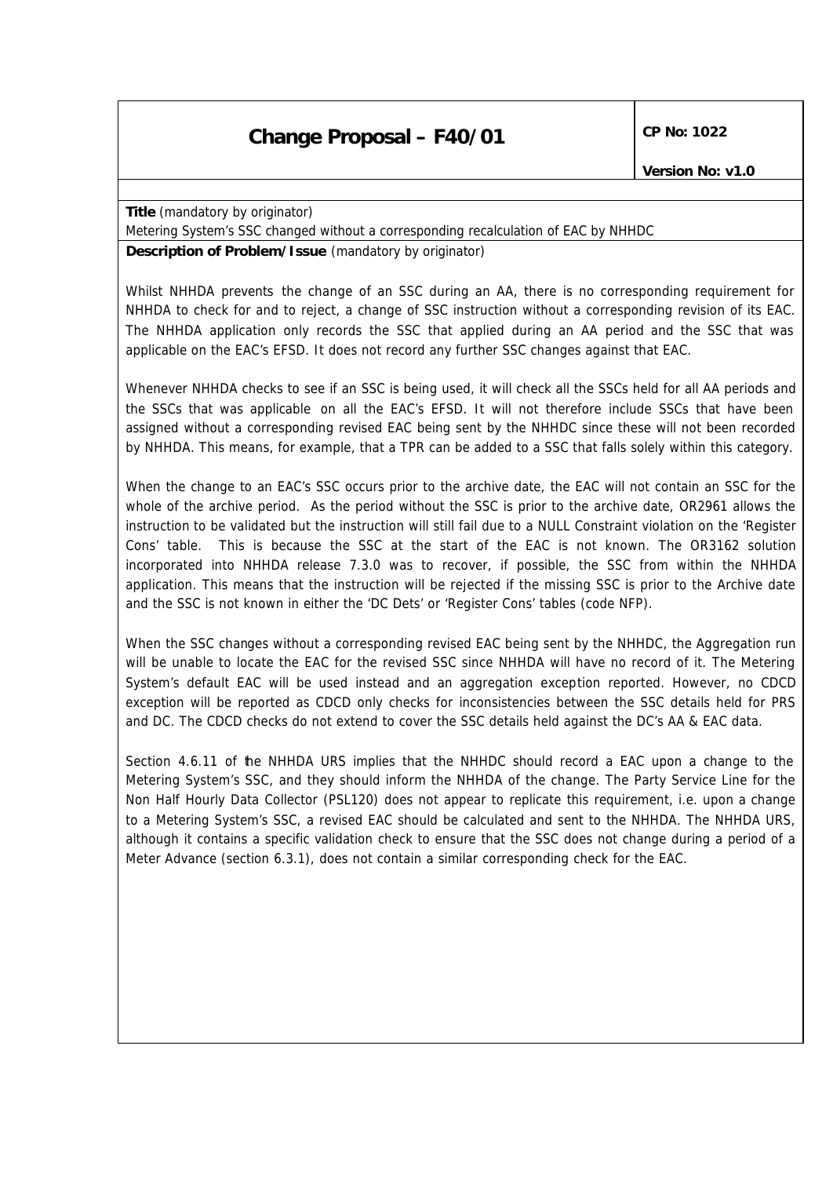# Change Proposal – F40/01

**CP No: 1022**

**Version No: v1.0**

**Title** (mandatory by originator)

Metering System's SSC changed without a corresponding recalculation of EAC by NHHDC

**Description of Problem/Issue** (mandatory by originator)

Whilst NHHDA prevents the change of an SSC during an AA, there is no corresponding requirement for NHHDA to check for and to reject, a change of SSC instruction without a corresponding revision of its EAC. The NHHDA application only records the SSC that applied during an AA period and the SSC that was applicable on the EAC's EFSD. It does not record any further SSC changes against that EAC.

Whenever NHHDA checks to see if an SSC is being used, it will check all the SSCs held for all AA periods and the SSCs that was applicable on all the EAC's EFSD. It will not therefore include SSCs that have been assigned without a corresponding revised EAC being sent by the NHHDC since these will not been recorded by NHHDA. This means, for example, that a TPR can be added to a SSC that falls solely within this category.

When the change to an EAC's SSC occurs prior to the archive date, the EAC will not contain an SSC for the whole of the archive period. As the period without the SSC is prior to the archive date, OR2961 allows the instruction to be validated but the instruction will still fail due to a NULL Constraint violation on the 'Register Cons' table. This is because the SSC at the start of the EAC is not known. The OR3162 solution incorporated into NHHDA release 7.3.0 was to recover, if possible, the SSC from within the NHHDA application. This means that the instruction will be rejected if the missing SSC is prior to the Archive date and the SSC is not known in either the 'DC Dets' or 'Register Cons' tables (code NFP).

When the SSC changes without a corresponding revised EAC being sent by the NHHDC, the Aggregation run will be unable to locate the EAC for the revised SSC since NHHDA will have no record of it. The Metering System's default EAC will be used instead and an aggregation exception reported. However, no CDCD exception will be reported as CDCD only checks for inconsistencies between the SSC details held for PRS and DC. The CDCD checks do not extend to cover the SSC details held against the DC's AA & EAC data.

Section 4.6.11 of the NHHDA URS implies that the NHHDC should record a EAC upon a change to the Metering System's SSC, and they should inform the NHHDA of the change. The Party Service Line for the Non Half Hourly Data Collector (PSL120) does not appear to replicate this requirement, i.e. upon a change to a Metering System's SSC, a revised EAC should be calculated and sent to the NHHDA. The NHHDA URS, although it contains a specific validation check to ensure that the SSC does not change during a period of a Meter Advance (section 6.3.1), does not contain a similar corresponding check for the EAC.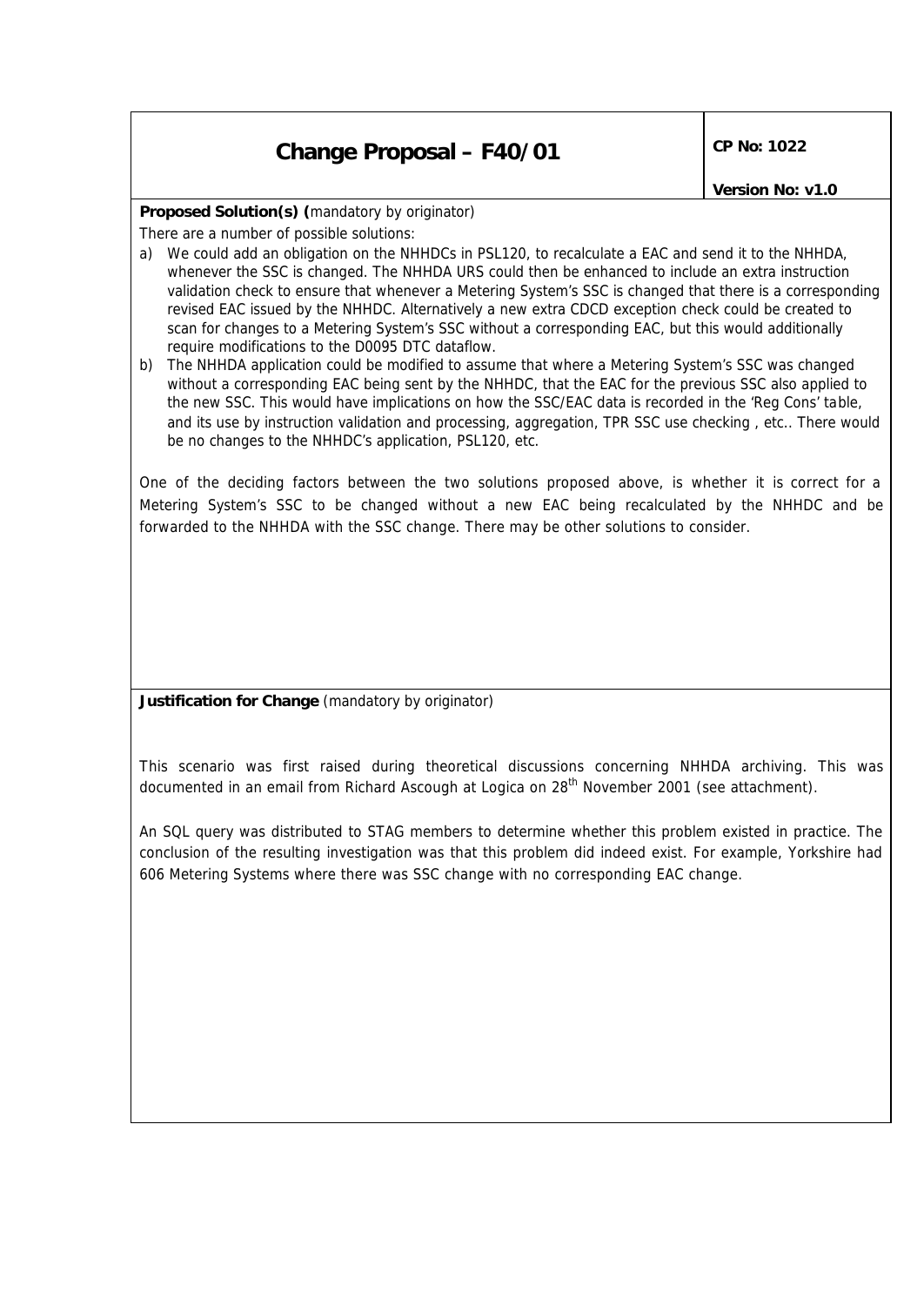| Change Proposal – F40/01 | CP No: 1022 |
| --- | --- |
| | Version No: v1.0 |

**Proposed Solution(s) (**mandatory by originator)

There are a number of possible solutions:

a) We could add an obligation on the NHHDCs in PSL120, to recalculate a EAC and send it to the NHHDA, whenever the SSC is changed. The NHHDA URS could then be enhanced to include an extra instruction validation check to ensure that whenever a Metering System's SSC is changed that there is a corresponding revised EAC issued by the NHHDC. Alternatively a new extra CDCD exception check could be created to scan for changes to a Metering System's SSC without a corresponding EAC, but this would additionally require modifications to the D0095 DTC dataflow.

b) The NHHDA application could be modified to assume that where a Metering System's SSC was changed without a corresponding EAC being sent by the NHHDC, that the EAC for the previous SSC also applied to the new SSC. This would have implications on how the SSC/EAC data is recorded in the 'Reg Cons' table, and its use by instruction validation and processing, aggregation, TPR SSC use checking , etc.. There would be no changes to the NHHDC's application, PSL120, etc.

One of the deciding factors between the two solutions proposed above, is whether it is correct for a Metering System's SSC to be changed without a new EAC being recalculated by the NHHDC and be forwarded to the NHHDA with the SSC change. There may be other solutions to consider.

**Justification for Change** (mandatory by originator)

This scenario was first raised during theoretical discussions concerning NHHDA archiving. This was documented in an email from Richard Ascough at Logica on 28th November 2001 (see attachment).

An SQL query was distributed to STAG members to determine whether this problem existed in practice. The conclusion of the resulting investigation was that this problem did indeed exist. For example, Yorkshire had 606 Metering Systems where there was SSC change with no corresponding EAC change.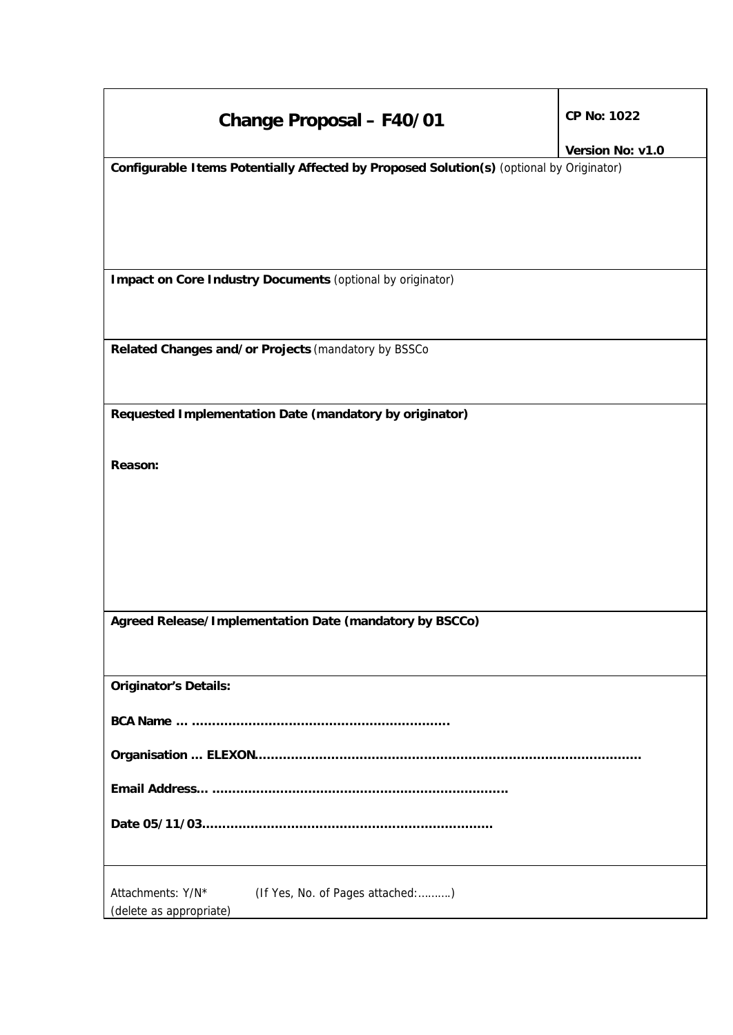| **Change Proposal – F40/01** | **CP No: 1022**<br><br>**Version No: v1.0** |
|---|---|

**Configurable Items Potentially Affected by Proposed Solution(s)** (optional by Originator)

**Impact on Core Industry Documents** (optional by originator)

**Related Changes and/or Projects** (mandatory by BSSCo

**Requested Implementation Date (mandatory by originator)**

**Reason:**

**Agreed Release/Implementation Date (mandatory by BSCCo)**

**Originator's Details:**

**BCA Name … ……………………………………………………….**

**Organisation … ELEXON…………………………………………………………………………………**

**Email Address… ……………………………………………………………….**

**Date 05/11/03……………………………………………………………….**

Attachments: Y/N* (If Yes, No. of Pages attached:……….)
(delete as appropriate)